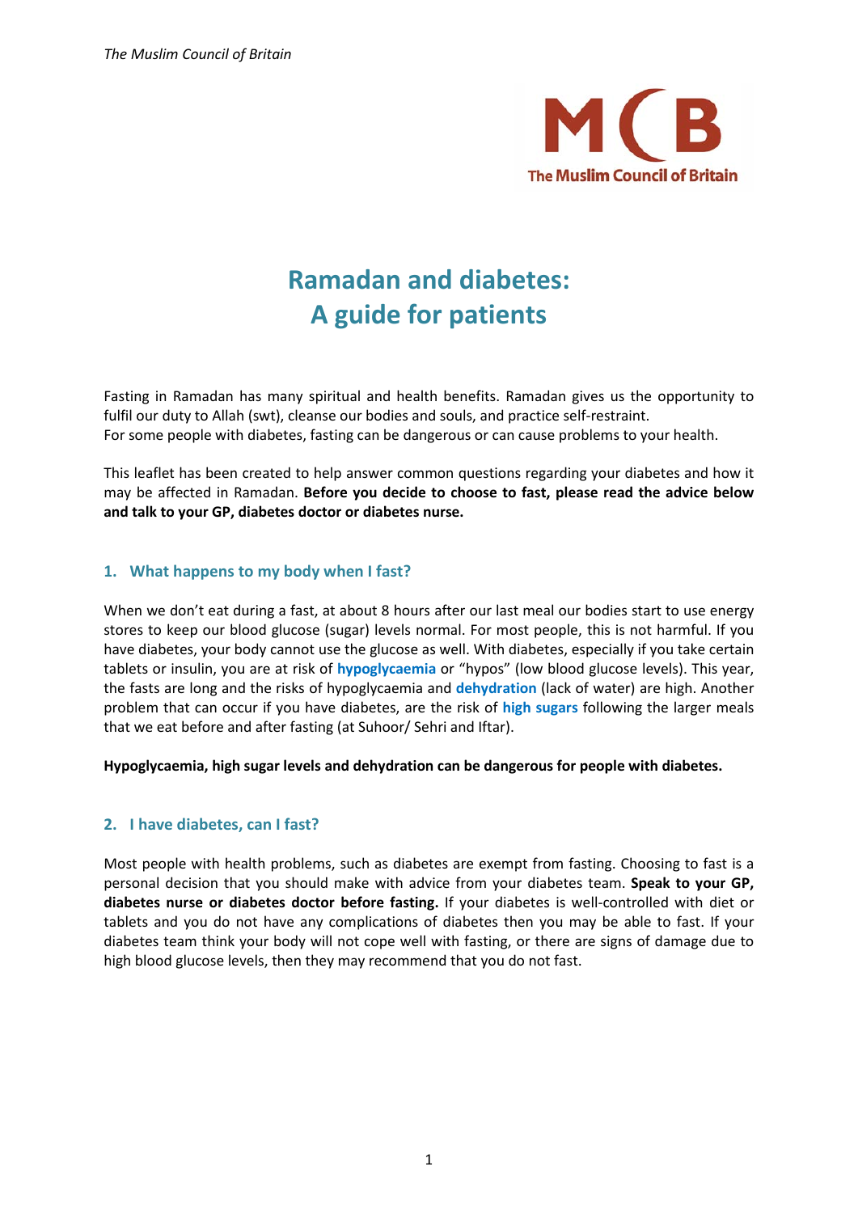# Ramadan and diabetes: A guide for patients

Fasting in Ramadan has many spiritual and health benefits. Ramadan gives us the opportunity to fulfil our duty to Allah (swt), cleanse our bodies and souls, and practice self-restraint.
For some people with diabetes, fasting can be dangerous or can cause problems to your health.

This leaflet has been created to help answer common questions regarding your diabetes and how it may be affected in Ramadan. **Before you decide to choose to fast, please read the advice below and talk to your GP, diabetes doctor or diabetes nurse.**

## 1. What happens to my body when I fast?

When we don't eat during a fast, at about 8 hours after our last meal our bodies start to use energy stores to keep our blood glucose (sugar) levels normal. For most people, this is not harmful. If you have diabetes, your body cannot use the glucose as well. With diabetes, especially if you take certain tablets or insulin, you are at risk of **hypoglycaemia** or "hypos" (low blood glucose levels). This year, the fasts are long and the risks of hypoglycaemia and **dehydration** (lack of water) are high. Another problem that can occur if you have diabetes, are the risk of **high sugars** following the larger meals that we eat before and after fasting (at Suhoor/ Sehri and Iftar).

**Hypoglycaemia, high sugar levels and dehydration can be dangerous for people with diabetes.**

## 2. I have diabetes, can I fast?

Most people with health problems, such as diabetes are exempt from fasting. Choosing to fast is a personal decision that you should make with advice from your diabetes team. **Speak to your GP, diabetes nurse or diabetes doctor before fasting.** If your diabetes is well-controlled with diet or tablets and you do not have any complications of diabetes then you may be able to fast. If your diabetes team think your body will not cope well with fasting, or there are signs of damage due to high blood glucose levels, then they may recommend that you do not fast.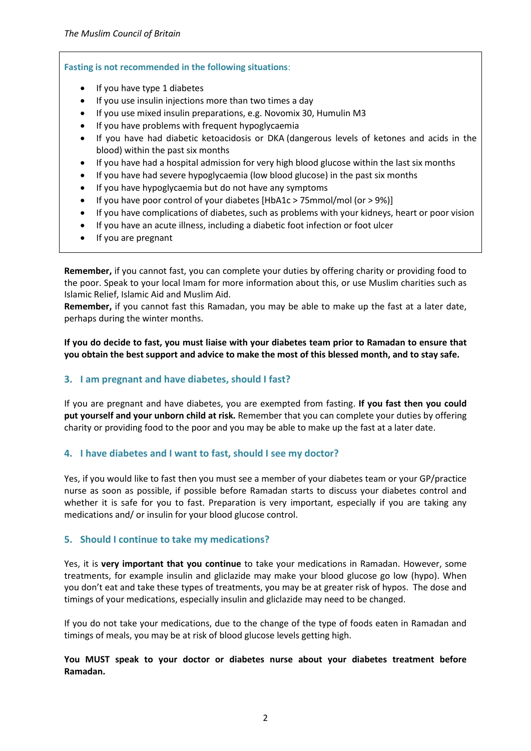**Fasting is not recommended in the following situations**:

- If you have type 1 diabetes
- If you use insulin injections more than two times a day
- If you use mixed insulin preparations, e.g. Novomix 30, Humulin M3
- If you have problems with frequent hypoglycaemia
- If you have had diabetic ketoacidosis or DKA (dangerous levels of ketones and acids in the blood) within the past six months
- If you have had a hospital admission for very high blood glucose within the last six months
- If you have had severe hypoglycaemia (low blood glucose) in the past six months
- If you have hypoglycaemia but do not have any symptoms
- If you have poor control of your diabetes [HbA1c > 75mmol/mol (or > 9%)]
- If you have complications of diabetes, such as problems with your kidneys, heart or poor vision
- If you have an acute illness, including a diabetic foot infection or foot ulcer
- If you are pregnant

**Remember,** if you cannot fast, you can complete your duties by offering charity or providing food to the poor. Speak to your local Imam for more information about this, or use Muslim charities such as Islamic Relief, Islamic Aid and Muslim Aid.
**Remember,** if you cannot fast this Ramadan, you may be able to make up the fast at a later date, perhaps during the winter months.

**If you do decide to fast, you must liaise with your diabetes team prior to Ramadan to ensure that you obtain the best support and advice to make the most of this blessed month, and to stay safe.**

## 3. I am pregnant and have diabetes, should I fast?

If you are pregnant and have diabetes, you are exempted from fasting. **If you fast then you could put yourself and your unborn child at risk.** Remember that you can complete your duties by offering charity or providing food to the poor and you may be able to make up the fast at a later date.

## 4. I have diabetes and I want to fast, should I see my doctor?

Yes, if you would like to fast then you must see a member of your diabetes team or your GP/practice nurse as soon as possible, if possible before Ramadan starts to discuss your diabetes control and whether it is safe for you to fast. Preparation is very important, especially if you are taking any medications and/ or insulin for your blood glucose control.

## 5. Should I continue to take my medications?

Yes, it is **very important that you continue** to take your medications in Ramadan. However, some treatments, for example insulin and gliclazide may make your blood glucose go low (hypo). When you don't eat and take these types of treatments, you may be at greater risk of hypos. The dose and timings of your medications, especially insulin and gliclazide may need to be changed.

If you do not take your medications, due to the change of the type of foods eaten in Ramadan and timings of meals, you may be at risk of blood glucose levels getting high.

**You MUST speak to your doctor or diabetes nurse about your diabetes treatment before Ramadan.**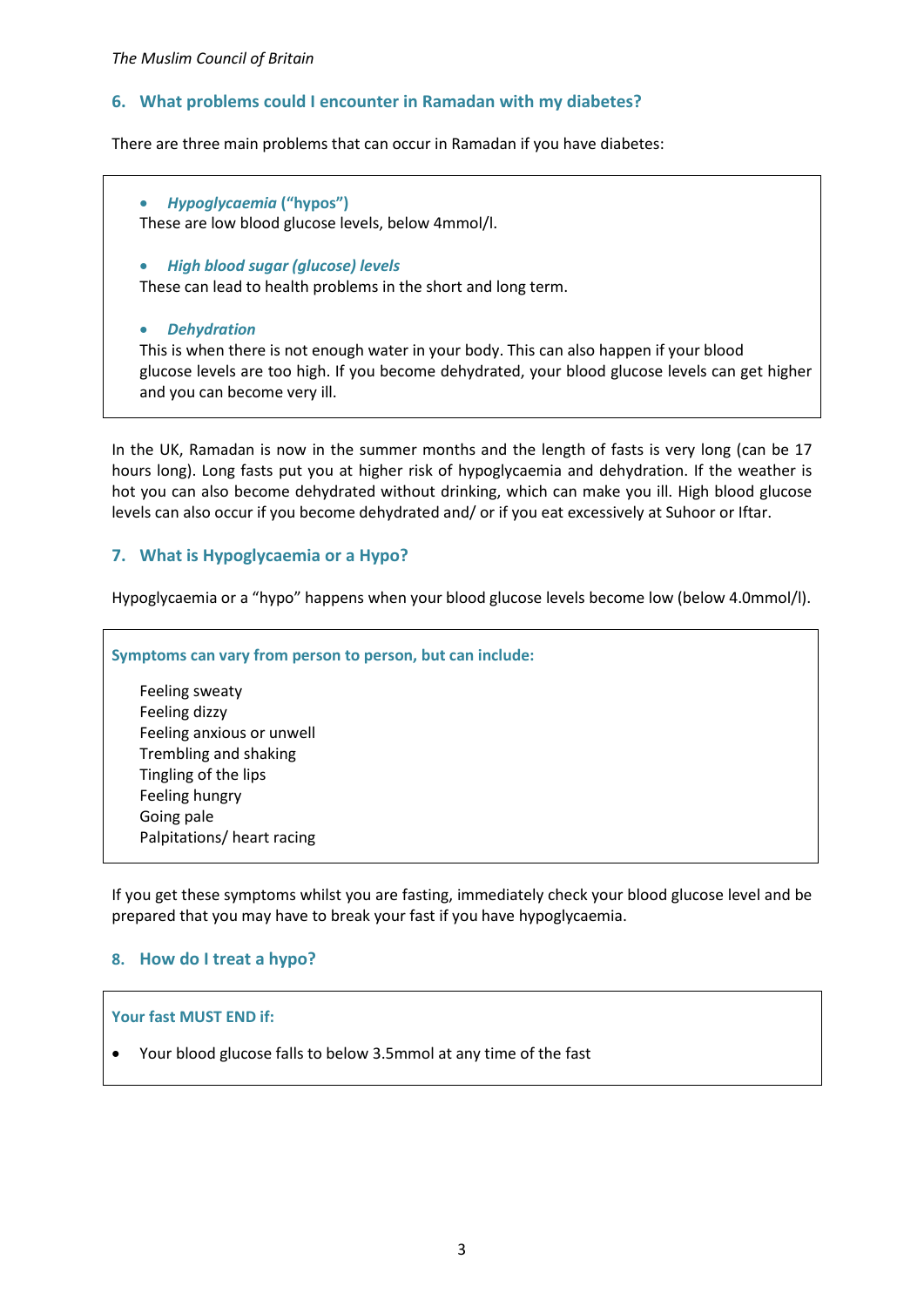## 6. What problems could I encounter in Ramadan with my diabetes?

There are three main problems that can occur in Ramadan if you have diabetes:

- ***Hypoglycaemia* ("hypos")**
  These are low blood glucose levels, below 4mmol/l.

- ***High blood sugar (glucose) levels***
  These can lead to health problems in the short and long term.

- ***Dehydration***
  This is when there is not enough water in your body. This can also happen if your blood glucose levels are too high. If you become dehydrated, your blood glucose levels can get higher and you can become very ill.

In the UK, Ramadan is now in the summer months and the length of fasts is very long (can be 17 hours long). Long fasts put you at higher risk of hypoglycaemia and dehydration. If the weather is hot you can also become dehydrated without drinking, which can make you ill. High blood glucose levels can also occur if you become dehydrated and/ or if you eat excessively at Suhoor or Iftar.

## 7. What is Hypoglycaemia or a Hypo?

Hypoglycaemia or a "hypo" happens when your blood glucose levels become low (below 4.0mmol/l).

**Symptoms can vary from person to person, but can include:**

Feeling sweaty
Feeling dizzy
Feeling anxious or unwell
Trembling and shaking
Tingling of the lips
Feeling hungry
Going pale
Palpitations/ heart racing

If you get these symptoms whilst you are fasting, immediately check your blood glucose level and be prepared that you may have to break your fast if you have hypoglycaemia.

## 8. How do I treat a hypo?

**Your fast MUST END if:**

- Your blood glucose falls to below 3.5mmol at any time of the fast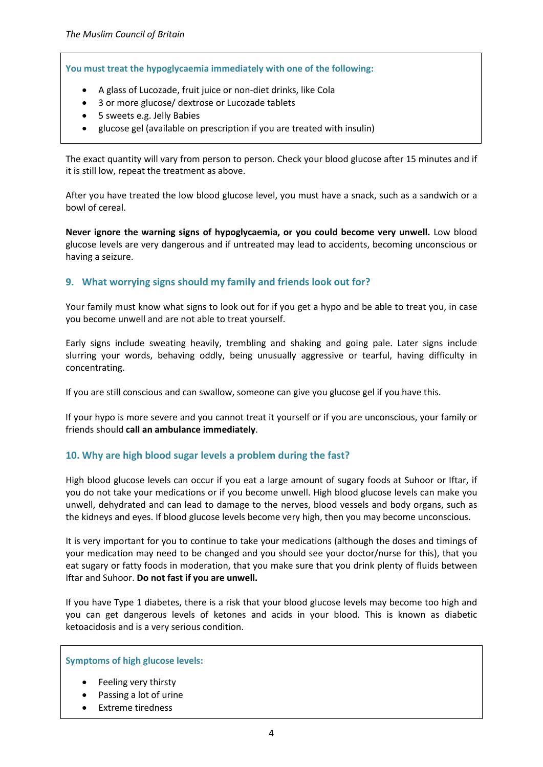**You must treat the hypoglycaemia immediately with one of the following:**

- A glass of Lucozade, fruit juice or non-diet drinks, like Cola
- 3 or more glucose/ dextrose or Lucozade tablets
- 5 sweets e.g. Jelly Babies
- glucose gel (available on prescription if you are treated with insulin)

The exact quantity will vary from person to person. Check your blood glucose after 15 minutes and if it is still low, repeat the treatment as above.

After you have treated the low blood glucose level, you must have a snack, such as a sandwich or a bowl of cereal.

**Never ignore the warning signs of hypoglycaemia, or you could become very unwell.** Low blood glucose levels are very dangerous and if untreated may lead to accidents, becoming unconscious or having a seizure.

## 9. What worrying signs should my family and friends look out for?

Your family must know what signs to look out for if you get a hypo and be able to treat you, in case you become unwell and are not able to treat yourself.

Early signs include sweating heavily, trembling and shaking and going pale. Later signs include slurring your words, behaving oddly, being unusually aggressive or tearful, having difficulty in concentrating.

If you are still conscious and can swallow, someone can give you glucose gel if you have this.

If your hypo is more severe and you cannot treat it yourself or if you are unconscious, your family or friends should **call an ambulance immediately**.

## 10. Why are high blood sugar levels a problem during the fast?

High blood glucose levels can occur if you eat a large amount of sugary foods at Suhoor or Iftar, if you do not take your medications or if you become unwell. High blood glucose levels can make you unwell, dehydrated and can lead to damage to the nerves, blood vessels and body organs, such as the kidneys and eyes. If blood glucose levels become very high, then you may become unconscious.

It is very important for you to continue to take your medications (although the doses and timings of your medication may need to be changed and you should see your doctor/nurse for this), that you eat sugary or fatty foods in moderation, that you make sure that you drink plenty of fluids between Iftar and Suhoor. **Do not fast if you are unwell.**

If you have Type 1 diabetes, there is a risk that your blood glucose levels may become too high and you can get dangerous levels of ketones and acids in your blood. This is known as diabetic ketoacidosis and is a very serious condition.

**Symptoms of high glucose levels:**

- Feeling very thirsty
- Passing a lot of urine
- Extreme tiredness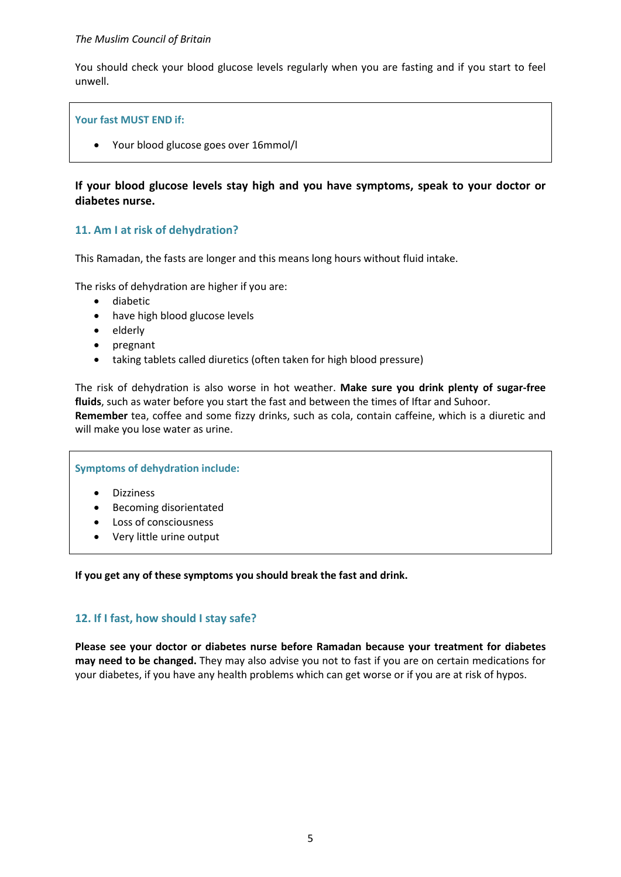You should check your blood glucose levels regularly when you are fasting and if you start to feel unwell.

**Your fast MUST END if:**

- Your blood glucose goes over 16mmol/l

**If your blood glucose levels stay high and you have symptoms, speak to your doctor or diabetes nurse.**

## 11. Am I at risk of dehydration?

This Ramadan, the fasts are longer and this means long hours without fluid intake.

The risks of dehydration are higher if you are:

- diabetic
- have high blood glucose levels
- elderly
- pregnant
- taking tablets called diuretics (often taken for high blood pressure)

The risk of dehydration is also worse in hot weather. **Make sure you drink plenty of sugar-free fluids**, such as water before you start the fast and between the times of Iftar and Suhoor.
**Remember** tea, coffee and some fizzy drinks, such as cola, contain caffeine, which is a diuretic and will make you lose water as urine.

**Symptoms of dehydration include:**

- Dizziness
- Becoming disorientated
- Loss of consciousness
- Very little urine output

**If you get any of these symptoms you should break the fast and drink.**

## 12. If I fast, how should I stay safe?

**Please see your doctor or diabetes nurse before Ramadan because your treatment for diabetes may need to be changed.** They may also advise you not to fast if you are on certain medications for your diabetes, if you have any health problems which can get worse or if you are at risk of hypos.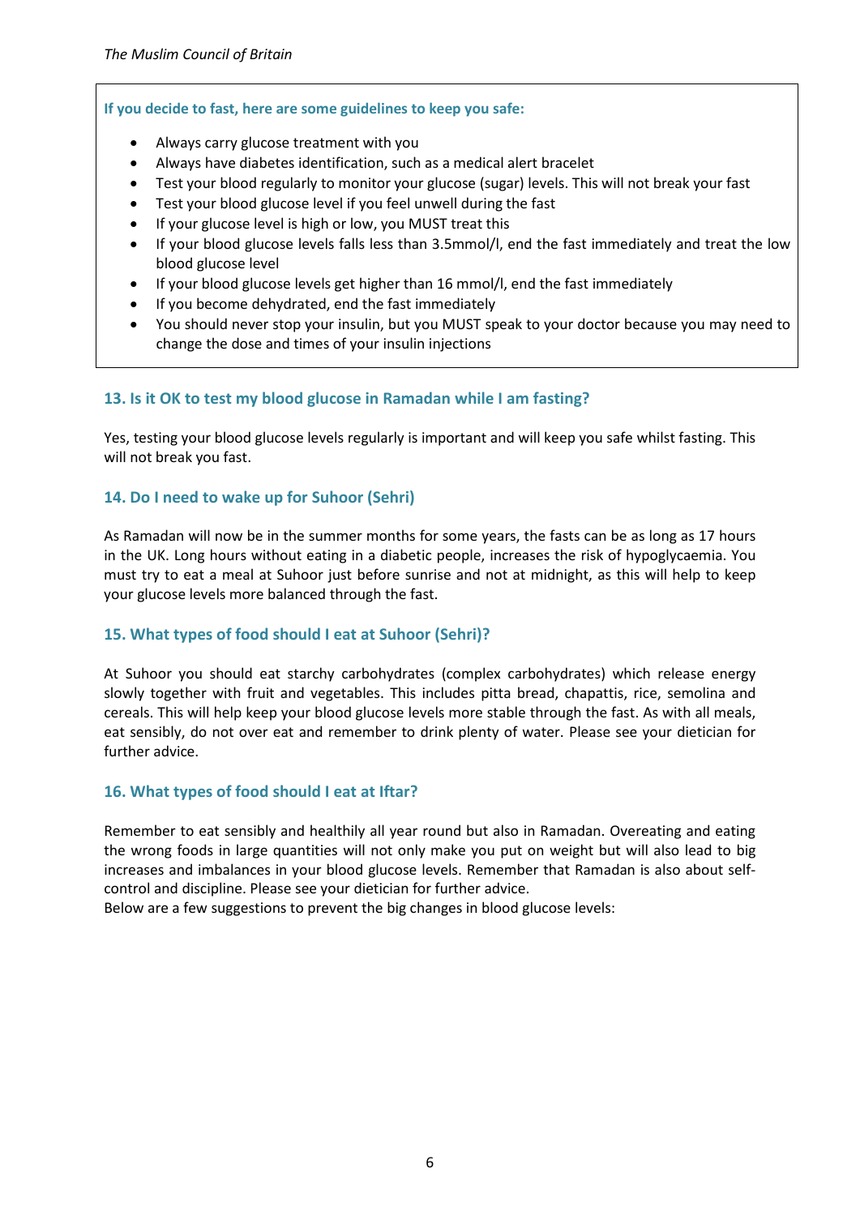**If you decide to fast, here are some guidelines to keep you safe:**

- Always carry glucose treatment with you
- Always have diabetes identification, such as a medical alert bracelet
- Test your blood regularly to monitor your glucose (sugar) levels. This will not break your fast
- Test your blood glucose level if you feel unwell during the fast
- If your glucose level is high or low, you MUST treat this
- If your blood glucose levels falls less than 3.5mmol/l, end the fast immediately and treat the low blood glucose level
- If your blood glucose levels get higher than 16 mmol/l, end the fast immediately
- If you become dehydrated, end the fast immediately
- You should never stop your insulin, but you MUST speak to your doctor because you may need to change the dose and times of your insulin injections

### 13. Is it OK to test my blood glucose in Ramadan while I am fasting?

Yes, testing your blood glucose levels regularly is important and will keep you safe whilst fasting. This will not break you fast.

### 14. Do I need to wake up for Suhoor (Sehri)

As Ramadan will now be in the summer months for some years, the fasts can be as long as 17 hours in the UK. Long hours without eating in a diabetic people, increases the risk of hypoglycaemia. You must try to eat a meal at Suhoor just before sunrise and not at midnight, as this will help to keep your glucose levels more balanced through the fast.

### 15. What types of food should I eat at Suhoor (Sehri)?

At Suhoor you should eat starchy carbohydrates (complex carbohydrates) which release energy slowly together with fruit and vegetables. This includes pitta bread, chapattis, rice, semolina and cereals. This will help keep your blood glucose levels more stable through the fast. As with all meals, eat sensibly, do not over eat and remember to drink plenty of water. Please see your dietician for further advice.

### 16. What types of food should I eat at Iftar?

Remember to eat sensibly and healthily all year round but also in Ramadan. Overeating and eating the wrong foods in large quantities will not only make you put on weight but will also lead to big increases and imbalances in your blood glucose levels. Remember that Ramadan is also about self-control and discipline. Please see your dietician for further advice.
Below are a few suggestions to prevent the big changes in blood glucose levels: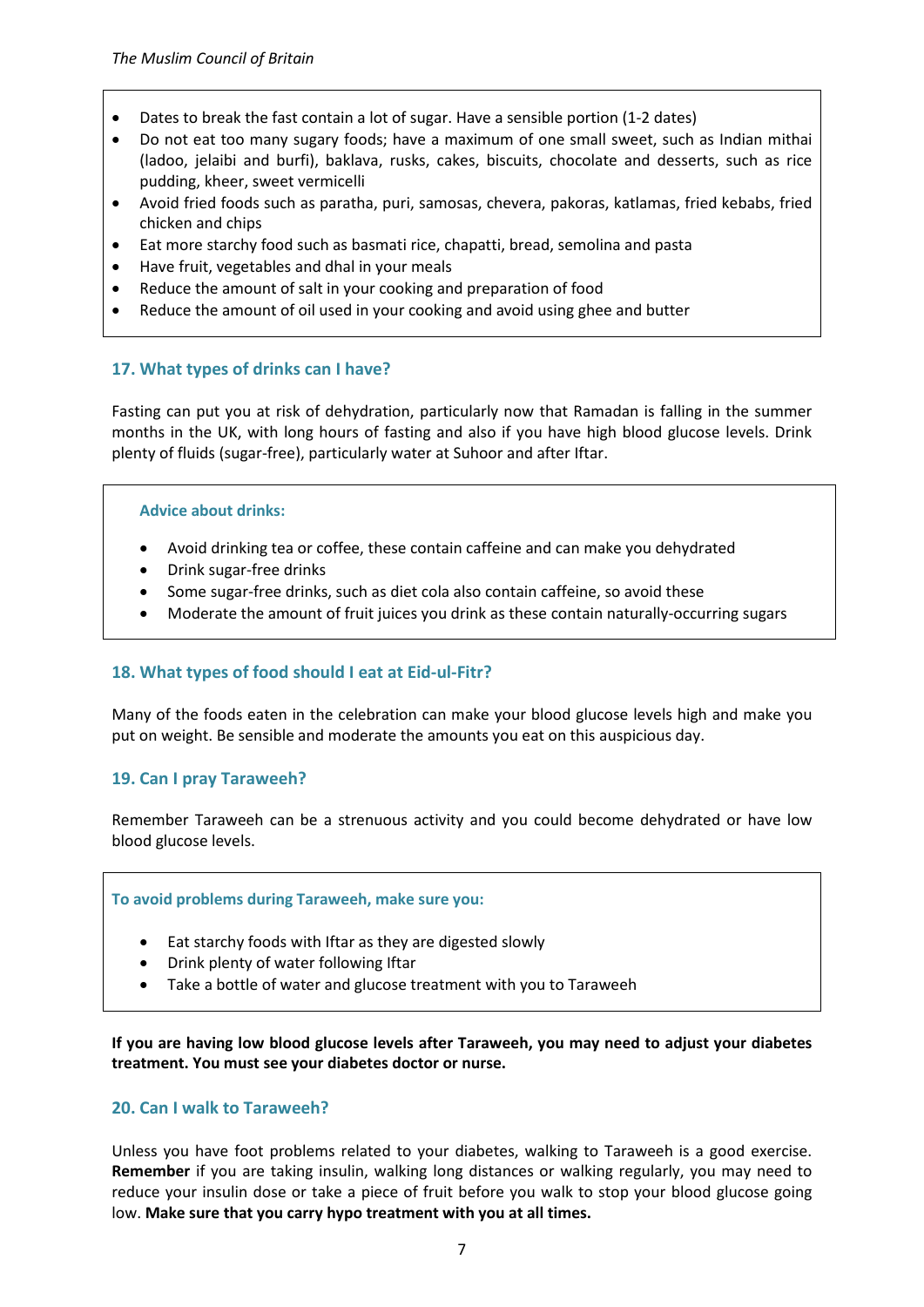- Dates to break the fast contain a lot of sugar. Have a sensible portion (1-2 dates)
- Do not eat too many sugary foods; have a maximum of one small sweet, such as Indian mithai (ladoo, jelaibi and burfi), baklava, rusks, cakes, biscuits, chocolate and desserts, such as rice pudding, kheer, sweet vermicelli
- Avoid fried foods such as paratha, puri, samosas, chevera, pakoras, katlamas, fried kebabs, fried chicken and chips
- Eat more starchy food such as basmati rice, chapatti, bread, semolina and pasta
- Have fruit, vegetables and dhal in your meals
- Reduce the amount of salt in your cooking and preparation of food
- Reduce the amount of oil used in your cooking and avoid using ghee and butter

## 17. What types of drinks can I have?

Fasting can put you at risk of dehydration, particularly now that Ramadan is falling in the summer months in the UK, with long hours of fasting and also if you have high blood glucose levels. Drink plenty of fluids (sugar-free), particularly water at Suhoor and after Iftar.

**Advice about drinks:**

- Avoid drinking tea or coffee, these contain caffeine and can make you dehydrated
- Drink sugar-free drinks
- Some sugar-free drinks, such as diet cola also contain caffeine, so avoid these
- Moderate the amount of fruit juices you drink as these contain naturally-occurring sugars

## 18. What types of food should I eat at Eid-ul-Fitr?

Many of the foods eaten in the celebration can make your blood glucose levels high and make you put on weight. Be sensible and moderate the amounts you eat on this auspicious day.

## 19. Can I pray Taraweeh?

Remember Taraweeh can be a strenuous activity and you could become dehydrated or have low blood glucose levels.

**To avoid problems during Taraweeh, make sure you:**

- Eat starchy foods with Iftar as they are digested slowly
- Drink plenty of water following Iftar
- Take a bottle of water and glucose treatment with you to Taraweeh

**If you are having low blood glucose levels after Taraweeh, you may need to adjust your diabetes treatment. You must see your diabetes doctor or nurse.**

## 20. Can I walk to Taraweeh?

Unless you have foot problems related to your diabetes, walking to Taraweeh is a good exercise. **Remember** if you are taking insulin, walking long distances or walking regularly, you may need to reduce your insulin dose or take a piece of fruit before you walk to stop your blood glucose going low. **Make sure that you carry hypo treatment with you at all times.**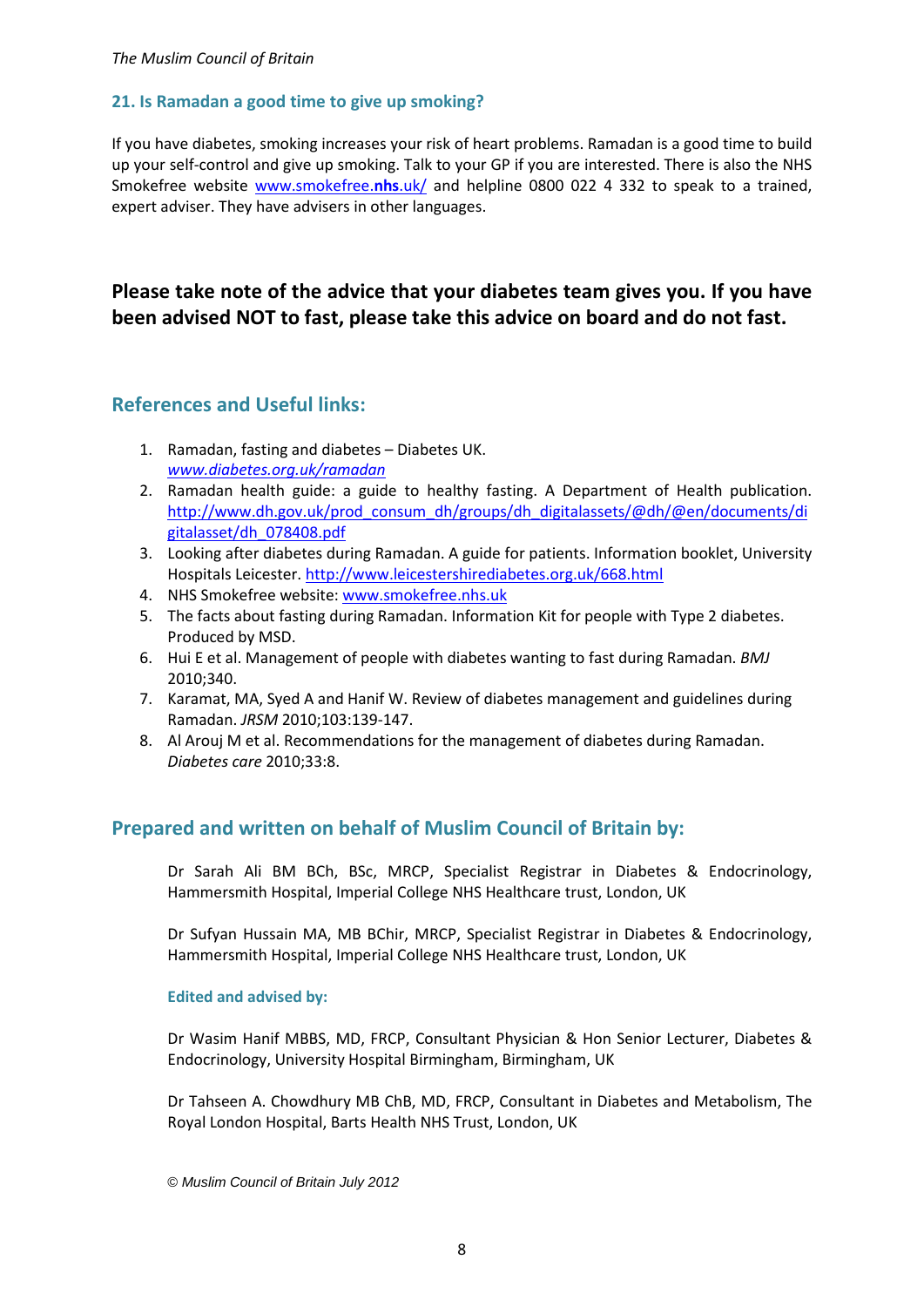### 21. Is Ramadan a good time to give up smoking?

If you have diabetes, smoking increases your risk of heart problems. Ramadan is a good time to build up your self-control and give up smoking. Talk to your GP if you are interested. There is also the NHS Smokefree website www.smokefree.**nhs**.uk/ and helpline 0800 022 4 332 to speak to a trained, expert adviser. They have advisers in other languages.

**Please take note of the advice that your diabetes team gives you. If you have been advised NOT to fast, please take this advice on board and do not fast.**

## References and Useful links:

1. Ramadan, fasting and diabetes – Diabetes UK. *www.diabetes.org.uk/ramadan*
2. Ramadan health guide: a guide to healthy fasting. A Department of Health publication. http://www.dh.gov.uk/prod_consum_dh/groups/dh_digitalassets/@dh/@en/documents/digitalasset/dh_078408.pdf
3. Looking after diabetes during Ramadan. A guide for patients. Information booklet, University Hospitals Leicester. http://www.leicestershirediabetes.org.uk/668.html
4. NHS Smokefree website: www.smokefree.nhs.uk
5. The facts about fasting during Ramadan. Information Kit for people with Type 2 diabetes. Produced by MSD.
6. Hui E et al. Management of people with diabetes wanting to fast during Ramadan. *BMJ* 2010;340.
7. Karamat, MA, Syed A and Hanif W. Review of diabetes management and guidelines during Ramadan. *JRSM* 2010;103:139-147.
8. Al Arouj M et al. Recommendations for the management of diabetes during Ramadan. *Diabetes care* 2010;33:8.

## Prepared and written on behalf of Muslim Council of Britain by:

Dr Sarah Ali BM BCh, BSc, MRCP, Specialist Registrar in Diabetes & Endocrinology, Hammersmith Hospital, Imperial College NHS Healthcare trust, London, UK

Dr Sufyan Hussain MA, MB BChir, MRCP, Specialist Registrar in Diabetes & Endocrinology, Hammersmith Hospital, Imperial College NHS Healthcare trust, London, UK

#### Edited and advised by:

Dr Wasim Hanif MBBS, MD, FRCP, Consultant Physician & Hon Senior Lecturer, Diabetes & Endocrinology, University Hospital Birmingham, Birmingham, UK

Dr Tahseen A. Chowdhury MB ChB, MD, FRCP, Consultant in Diabetes and Metabolism, The Royal London Hospital, Barts Health NHS Trust, London, UK

*© Muslim Council of Britain July 2012*